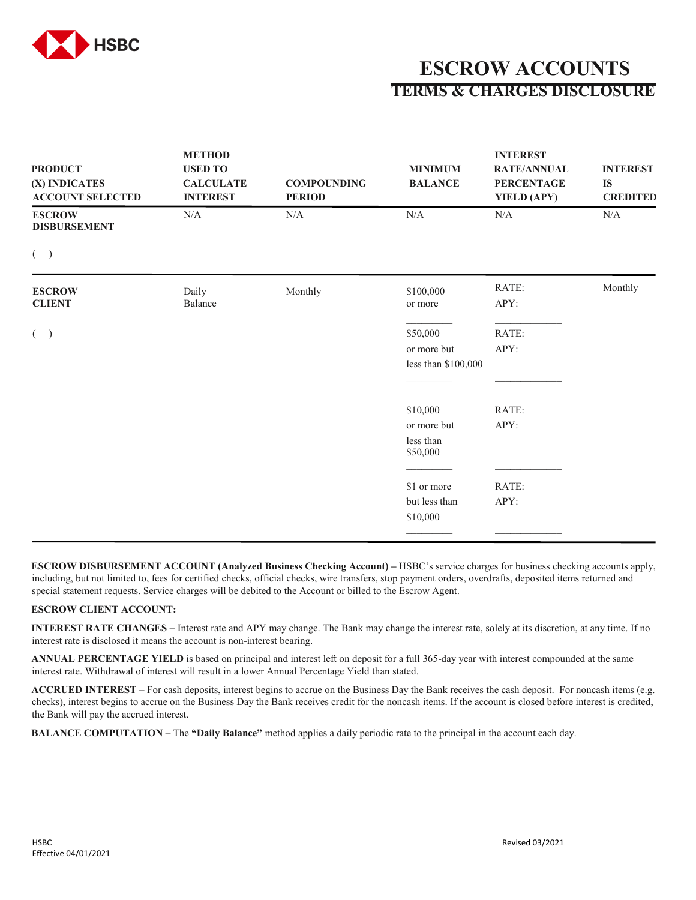# ESCROW ACCOUNTS

## TERMS & CHARGES DISCLOSURE

| PRODUCT (X) INDICATES ACCOUNT SELECTED | METHOD USED TO CALCULATE INTEREST | COMPOUNDING PERIOD | MINIMUM BALANCE | INTEREST RATE/ANNUAL PERCENTAGE YIELD (APY) | INTEREST IS CREDITED |
|---|---|---|---|---|---|
| **ESCROW DISBURSEMENT** ( ) | N/A | N/A | N/A | N/A | N/A |
| **ESCROW CLIENT** ( ) | Daily Balance | Monthly | $100,000 or more | RATE: APY: | Monthly |
| | | | $50,000 or more but less than $100,000 | RATE: APY: | |
| | | | $10,000 or more but less than $50,000 | RATE: APY: | |
| | | | $1 or more but less than $10,000 | RATE: APY: | |

**ESCROW DISBURSEMENT ACCOUNT (Analyzed Business Checking Account) –** HSBC's service charges for business checking accounts apply, including, but not limited to, fees for certified checks, official checks, wire transfers, stop payment orders, overdrafts, deposited items returned and special statement requests. Service charges will be debited to the Account or billed to the Escrow Agent.

**ESCROW CLIENT ACCOUNT:**

**INTEREST RATE CHANGES –** Interest rate and APY may change. The Bank may change the interest rate, solely at its discretion, at any time. If no interest rate is disclosed it means the account is non-interest bearing.

**ANNUAL PERCENTAGE YIELD** is based on principal and interest left on deposit for a full 365-day year with interest compounded at the same interest rate. Withdrawal of interest will result in a lower Annual Percentage Yield than stated.

**ACCRUED INTEREST –** For cash deposits, interest begins to accrue on the Business Day the Bank receives the cash deposit. For noncash items (e.g. checks), interest begins to accrue on the Business Day the Bank receives credit for the noncash items. If the account is closed before interest is credited, the Bank will pay the accrued interest.

**BALANCE COMPUTATION –** The **"Daily Balance"** method applies a daily periodic rate to the principal in the account each day.

HSBC
Effective 04/01/2021

Revised 03/2021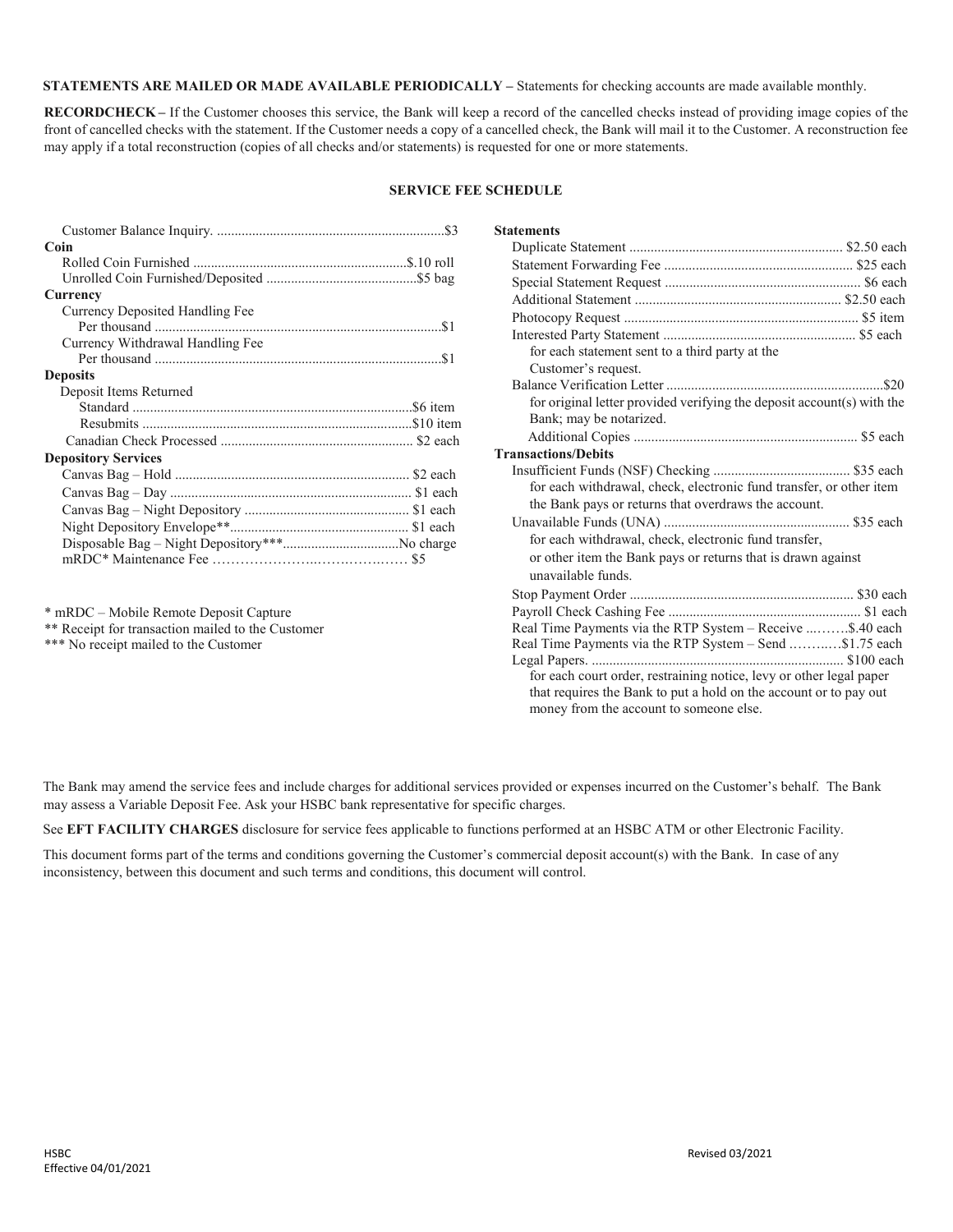**STATEMENTS ARE MAILED OR MADE AVAILABLE PERIODICALLY –** Statements for checking accounts are made available monthly.

**RECORDCHECK –** If the Customer chooses this service, the Bank will keep a record of the cancelled checks instead of providing image copies of the front of cancelled checks with the statement. If the Customer needs a copy of a cancelled check, the Bank will mail it to the Customer. A reconstruction fee may apply if a total reconstruction (copies of all checks and/or statements) is requested for one or more statements.

## SERVICE FEE SCHEDULE

| | |
|---|---|
| Customer Balance Inquiry | $3 |
| **Coin** | |
| Rolled Coin Furnished | $.10 roll |
| Unrolled Coin Furnished/Deposited | $5 bag |
| **Currency** | |
| Currency Deposited Handling Fee Per thousand | $1 |
| Currency Withdrawal Handling Fee Per thousand | $1 |
| **Deposits** | |
| Deposit Items Returned – Standard | $6 item |
| Deposit Items Returned – Resubmits | $10 item |
| Canadian Check Processed | $2 each |
| **Depository Services** | |
| Canvas Bag – Hold | $2 each |
| Canvas Bag – Day | $1 each |
| Canvas Bag – Night Depository | $1 each |
| Night Depository Envelope** | $1 each |
| Disposable Bag – Night Depository*** | No charge |
| mRDC* Maintenance Fee | $5 |

\* mRDC – Mobile Remote Deposit Capture
** Receipt for transaction mailed to the Customer
*** No receipt mailed to the Customer

| | |
|---|---|
| **Statements** | |
| Duplicate Statement | $2.50 each |
| Statement Forwarding Fee | $25 each |
| Special Statement Request | $6 each |
| Additional Statement | $2.50 each |
| Photocopy Request | $5 item |
| Interested Party Statement – for each statement sent to a third party at the Customer's request. | $5 each |
| Balance Verification Letter – for original letter provided verifying the deposit account(s) with the Bank; may be notarized. | $20 |
| Additional Copies | $5 each |
| **Transactions/Debits** | |
| Insufficient Funds (NSF) Checking – for each withdrawal, check, electronic fund transfer, or other item the Bank pays or returns that overdraws the account. | $35 each |
| Unavailable Funds (UNA) – for each withdrawal, check, electronic fund transfer, or other item the Bank pays or returns that is drawn against unavailable funds. | $35 each |
| Stop Payment Order | $30 each |
| Payroll Check Cashing Fee | $1 each |
| Real Time Payments via the RTP System – Receive | $.40 each |
| Real Time Payments via the RTP System – Send | $1.75 each |
| Legal Papers – for each court order, restraining notice, levy or other legal paper that requires the Bank to put a hold on the account or to pay out money from the account to someone else. | $100 each |

The Bank may amend the service fees and include charges for additional services provided or expenses incurred on the Customer's behalf. The Bank may assess a Variable Deposit Fee. Ask your HSBC bank representative for specific charges.

See **EFT FACILITY CHARGES** disclosure for service fees applicable to functions performed at an HSBC ATM or other Electronic Facility.

This document forms part of the terms and conditions governing the Customer's commercial deposit account(s) with the Bank. In case of any inconsistency, between this document and such terms and conditions, this document will control.

HSBC
Effective 04/01/2021

Revised 03/2021